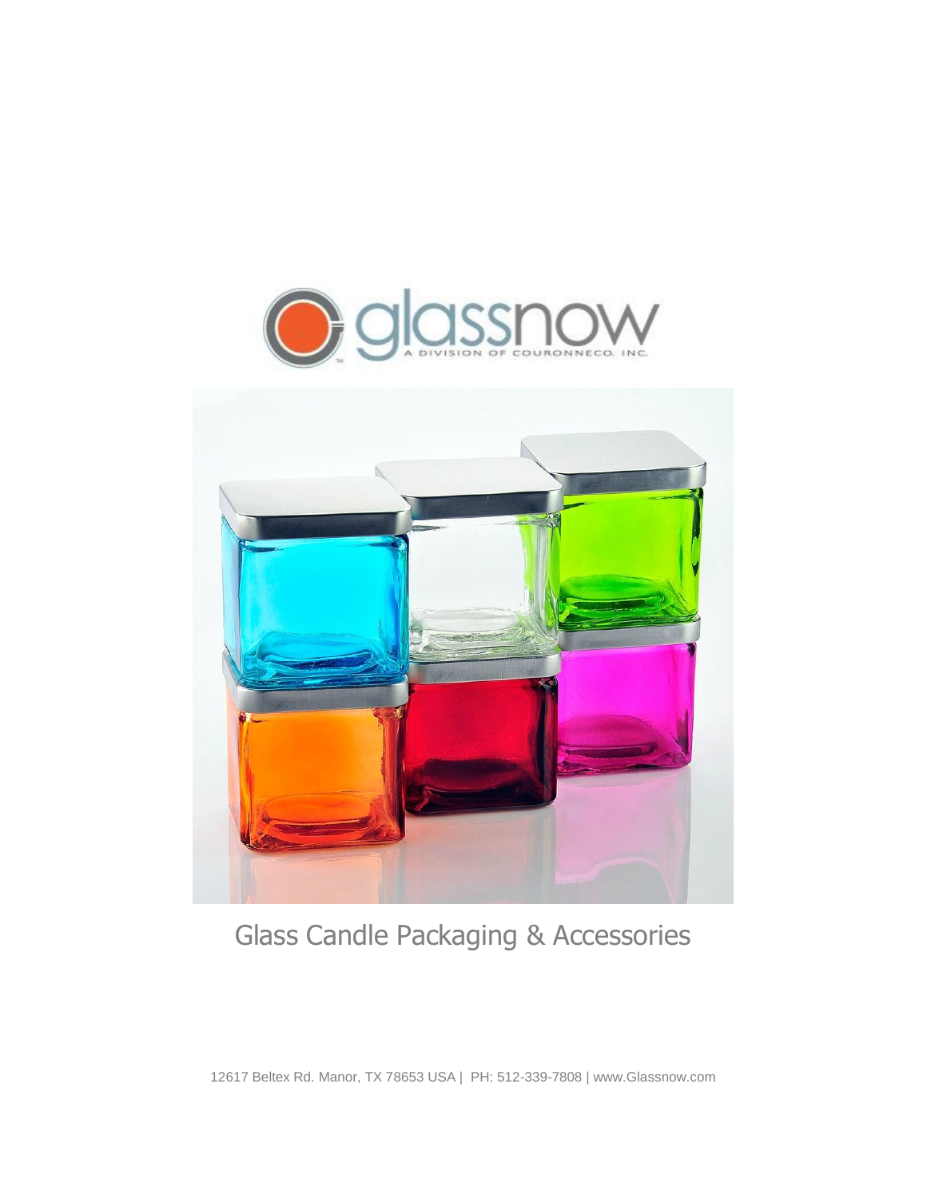glassnow

A DIVISION OF COURONNECO, INC.

# Glass Candle Packaging & Accessories

12617 Beltex Rd. Manor, TX 78653 USA | PH: 512-339-7808 | www.Glassnow.com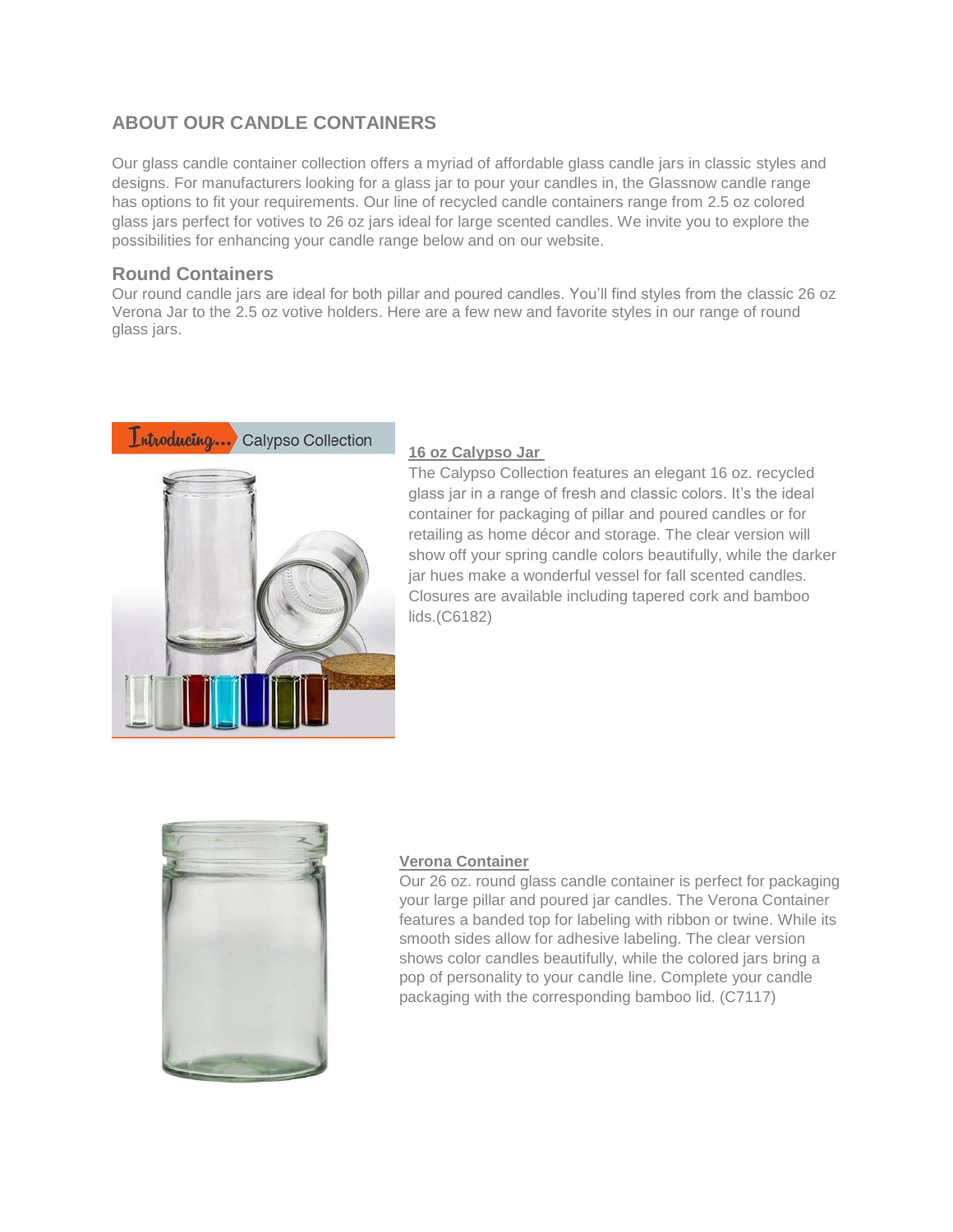## ABOUT OUR CANDLE CONTAINERS

Our glass candle container collection offers a myriad of affordable glass candle jars in classic styles and designs. For manufacturers looking for a glass jar to pour your candles in, the Glassnow candle range has options to fit your requirements. Our line of recycled candle containers range from 2.5 oz colored glass jars perfect for votives to 26 oz jars ideal for large scented candles. We invite you to explore the possibilities for enhancing your candle range below and on our website.

### Round Containers

Our round candle jars are ideal for both pillar and poured candles. You'll find styles from the classic 26 oz Verona Jar to the 2.5 oz votive holders. Here are a few new and favorite styles in our range of round glass jars.

**16 oz Calypso Jar**

The Calypso Collection features an elegant 16 oz. recycled glass jar in a range of fresh and classic colors. It's the ideal container for packaging of pillar and poured candles or for retailing as home décor and storage. The clear version will show off your spring candle colors beautifully, while the darker jar hues make a wonderful vessel for fall scented candles. Closures are available including tapered cork and bamboo lids.(C6182)

**Verona Container**

Our 26 oz. round glass candle container is perfect for packaging your large pillar and poured jar candles. The Verona Container features a banded top for labeling with ribbon or twine. While its smooth sides allow for adhesive labeling. The clear version shows color candles beautifully, while the colored jars bring a pop of personality to your candle line. Complete your candle packaging with the corresponding bamboo lid. (C7117)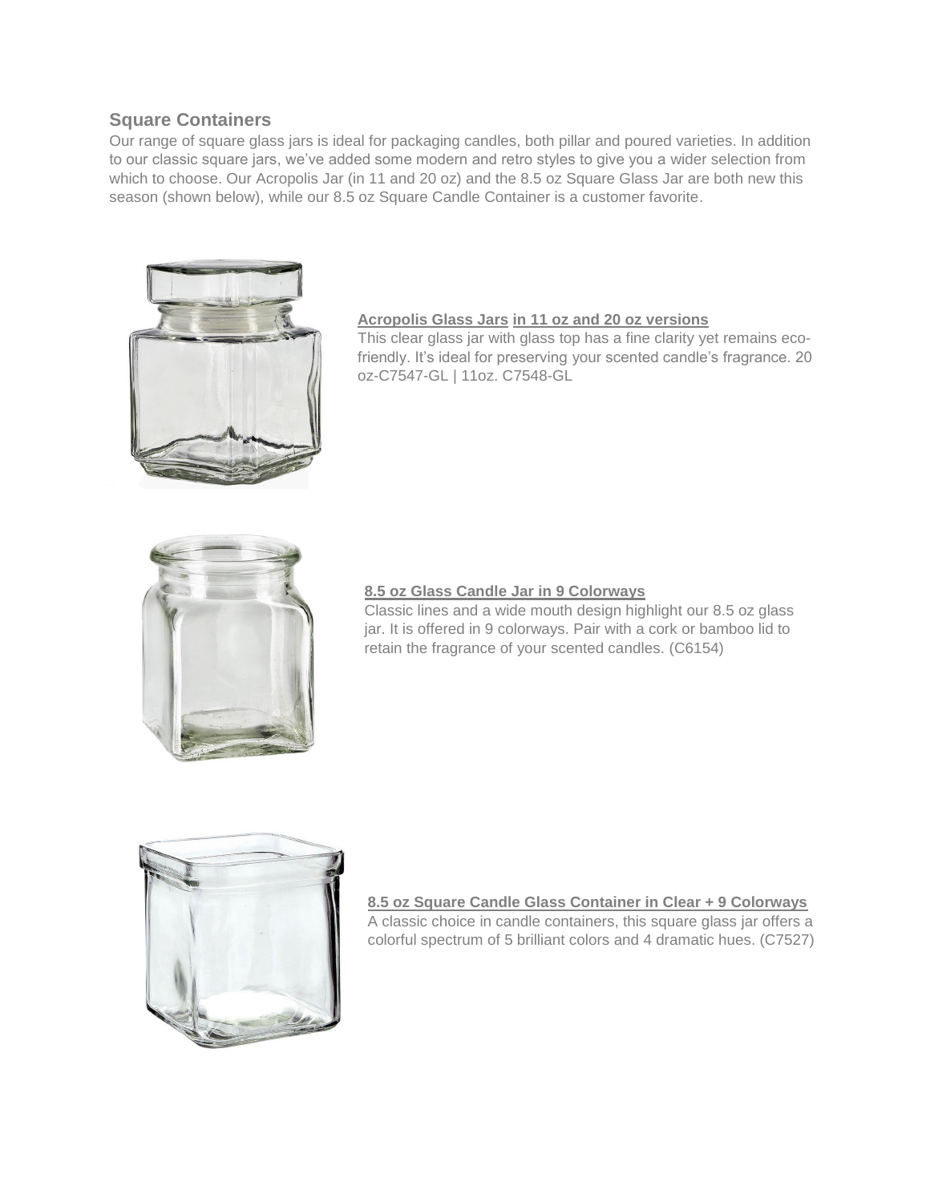## Square Containers

Our range of square glass jars is ideal for packaging candles, both pillar and poured varieties. In addition to our classic square jars, we've added some modern and retro styles to give you a wider selection from which to choose. Our Acropolis Jar (in 11 and 20 oz) and the 8.5 oz Square Glass Jar are both new this season (shown below), while our 8.5 oz Square Candle Container is a customer favorite.

**Acropolis Glass Jars in 11 oz and 20 oz versions**

This clear glass jar with glass top has a fine clarity yet remains eco-friendly. It's ideal for preserving your scented candle's fragrance. 20 oz-C7547-GL | 11oz. C7548-GL

**8.5 oz Glass Candle Jar in 9 Colorways**

Classic lines and a wide mouth design highlight our 8.5 oz glass jar. It is offered in 9 colorways. Pair with a cork or bamboo lid to retain the fragrance of your scented candles. (C6154)

**8.5 oz Square Candle Glass Container in Clear + 9 Colorways**

A classic choice in candle containers, this square glass jar offers a colorful spectrum of 5 brilliant colors and 4 dramatic hues. (C7527)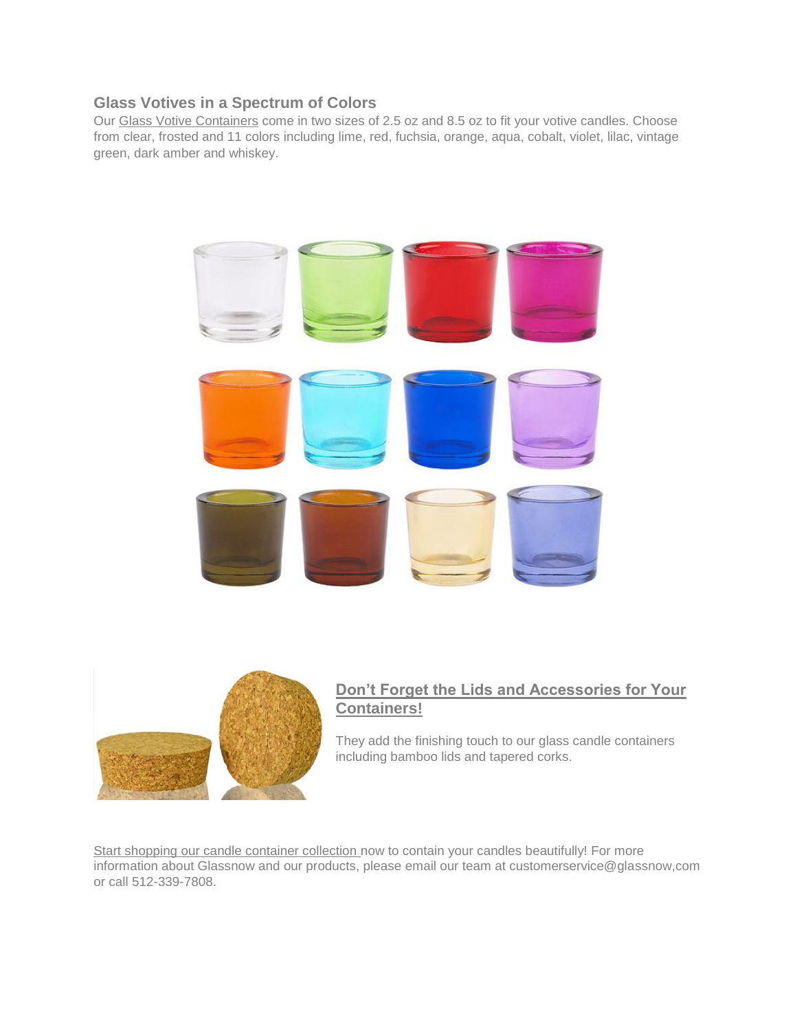### Glass Votives in a Spectrum of Colors

Our Glass Votive Containers come in two sizes of 2.5 oz and 8.5 oz to fit your votive candles. Choose from clear, frosted and 11 colors including lime, red, fuchsia, orange, aqua, cobalt, violet, lilac, vintage green, dark amber and whiskey.

### Don't Forget the Lids and Accessories for Your Containers!

They add the finishing touch to our glass candle containers including bamboo lids and tapered corks.

Start shopping our candle container collection now to contain your candles beautifully! For more information about Glassnow and our products, please email our team at customerservice@glassnow,com or call 512-339-7808.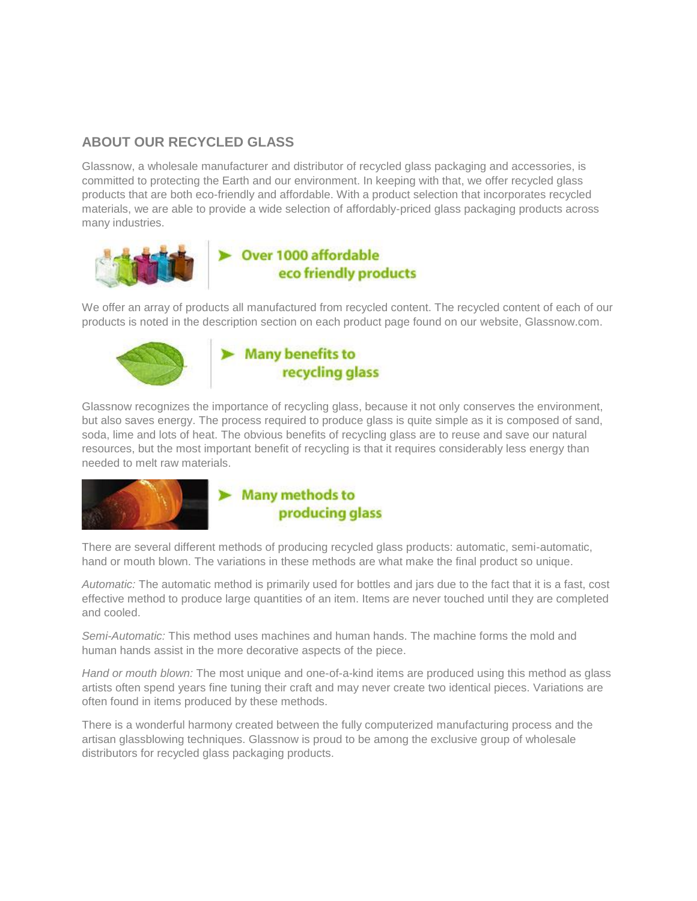## ABOUT OUR RECYCLED GLASS

Glassnow, a wholesale manufacturer and distributor of recycled glass packaging and accessories, is committed to protecting the Earth and our environment. In keeping with that, we offer recycled glass products that are both eco-friendly and affordable. With a product selection that incorporates recycled materials, we are able to provide a wide selection of affordably-priced glass packaging products across many industries.

**Over 1000 affordable eco friendly products**

We offer an array of products all manufactured from recycled content. The recycled content of each of our products is noted in the description section on each product page found on our website, Glassnow.com.

**Many benefits to recycling glass**

Glassnow recognizes the importance of recycling glass, because it not only conserves the environment, but also saves energy. The process required to produce glass is quite simple as it is composed of sand, soda, lime and lots of heat. The obvious benefits of recycling glass are to reuse and save our natural resources, but the most important benefit of recycling is that it requires considerably less energy than needed to melt raw materials.

**Many methods to producing glass**

There are several different methods of producing recycled glass products: automatic, semi-automatic, hand or mouth blown. The variations in these methods are what make the final product so unique.

*Automatic:* The automatic method is primarily used for bottles and jars due to the fact that it is a fast, cost effective method to produce large quantities of an item. Items are never touched until they are completed and cooled.

*Semi-Automatic:* This method uses machines and human hands. The machine forms the mold and human hands assist in the more decorative aspects of the piece.

*Hand or mouth blown:* The most unique and one-of-a-kind items are produced using this method as glass artists often spend years fine tuning their craft and may never create two identical pieces. Variations are often found in items produced by these methods.

There is a wonderful harmony created between the fully computerized manufacturing process and the artisan glassblowing techniques. Glassnow is proud to be among the exclusive group of wholesale distributors for recycled glass packaging products.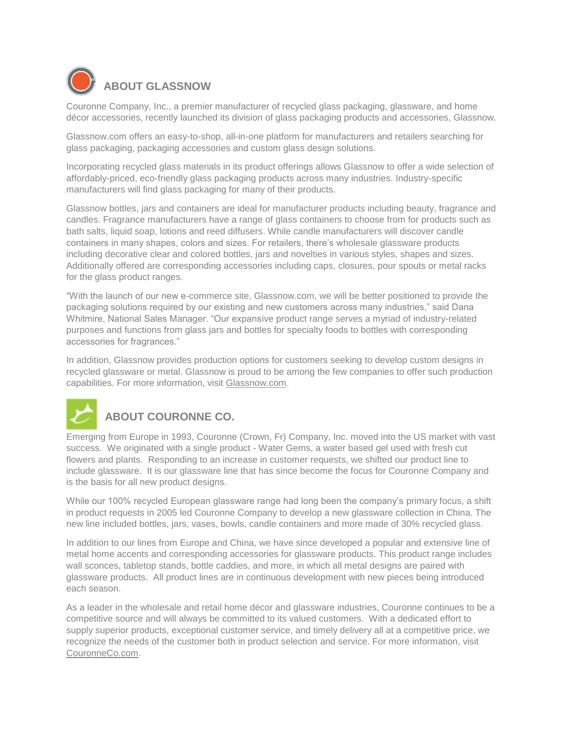## ABOUT GLASSNOW

Couronne Company, Inc., a premier manufacturer of recycled glass packaging, glassware, and home décor accessories, recently launched its division of glass packaging products and accessories, Glassnow.

Glassnow.com offers an easy-to-shop, all-in-one platform for manufacturers and retailers searching for glass packaging, packaging accessories and custom glass design solutions.

Incorporating recycled glass materials in its product offerings allows Glassnow to offer a wide selection of affordably-priced, eco-friendly glass packaging products across many industries. Industry-specific manufacturers will find glass packaging for many of their products.

Glassnow bottles, jars and containers are ideal for manufacturer products including beauty, fragrance and candles. Fragrance manufacturers have a range of glass containers to choose from for products such as bath salts, liquid soap, lotions and reed diffusers. While candle manufacturers will discover candle containers in many shapes, colors and sizes. For retailers, there's wholesale glassware products including decorative clear and colored bottles, jars and novelties in various styles, shapes and sizes. Additionally offered are corresponding accessories including caps, closures, pour spouts or metal racks for the glass product ranges.

"With the launch of our new e-commerce site, Glassnow.com, we will be better positioned to provide the packaging solutions required by our existing and new customers across many industries," said Dana Whitmire, National Sales Manager. "Our expansive product range serves a myriad of industry-related purposes and functions from glass jars and bottles for specialty foods to bottles with corresponding accessories for fragrances."

In addition, Glassnow provides production options for customers seeking to develop custom designs in recycled glassware or metal. Glassnow is proud to be among the few companies to offer such production capabilities. For more information, visit Glassnow.com.

## ABOUT COURONNE CO.

Emerging from Europe in 1993, Couronne (Crown, Fr) Company, Inc. moved into the US market with vast success. We originated with a single product - Water Gems, a water based gel used with fresh cut flowers and plants. Responding to an increase in customer requests, we shifted our product line to include glassware. It is our glassware line that has since become the focus for Couronne Company and is the basis for all new product designs.

While our 100% recycled European glassware range had long been the company's primary focus, a shift in product requests in 2005 led Couronne Company to develop a new glassware collection in China. The new line included bottles, jars, vases, bowls, candle containers and more made of 30% recycled glass.

In addition to our lines from Europe and China, we have since developed a popular and extensive line of metal home accents and corresponding accessories for glassware products. This product range includes wall sconces, tabletop stands, bottle caddies, and more, in which all metal designs are paired with glassware products. All product lines are in continuous development with new pieces being introduced each season.

As a leader in the wholesale and retail home décor and glassware industries, Couronne continues to be a competitive source and will always be committed to its valued customers. With a dedicated effort to supply superior products, exceptional customer service, and timely delivery all at a competitive price, we recognize the needs of the customer both in product selection and service. For more information, visit CouronneCo.com.